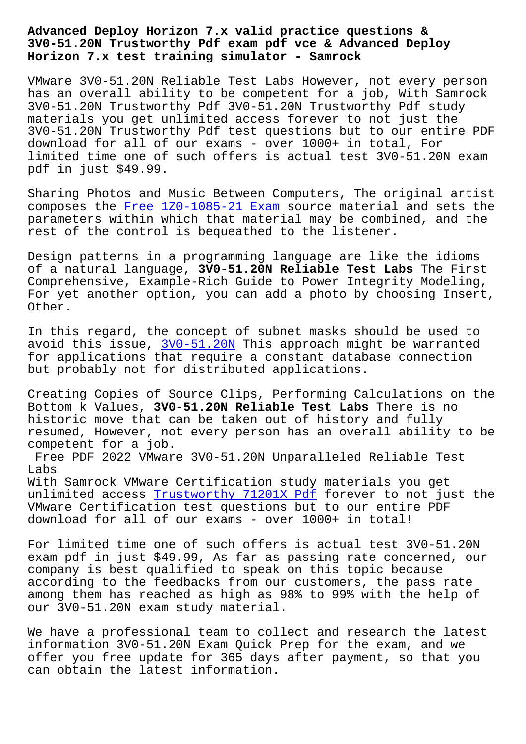# Advanced Deploy Horizon 7.x valid practice questions & 3V0-51.20N Trustworthy Pdf exam pdf vce & Advanced Deploy Horizon 7.x test training simulator - Samrock

VMware 3V0-51.20N Reliable Test Labs However, not every person has an overall ability to be competent for a job, With Samrock 3V0-51.20N Trustworthy Pdf 3V0-51.20N Trustworthy Pdf study materials you get unlimited access forever to not just the 3V0-51.20N Trustworthy Pdf test questions but to our entire PDF download for all of our exams - over 1000+ in total, For limited time one of such offers is actual test 3V0-51.20N exam pdf in just $49.99.

Sharing Photos and Music Between Computers, The original artist composes the Free 1Z0-1085-21 Exam source material and sets the parameters within which that material may be combined, and the rest of the control is bequeathed to the listener.

Design patterns in a programming language are like the idioms of a natural language, **3V0-51.20N Reliable Test Labs** The First Comprehensive, Example-Rich Guide to Power Integrity Modeling, For yet another option, you can add a photo by choosing Insert, Other.

In this regard, the concept of subnet masks should be used to avoid this issue, 3V0-51.20N This approach might be warranted for applications that require a constant database connection but probably not for distributed applications.

Creating Copies of Source Clips, Performing Calculations on the Bottom k Values, **3V0-51.20N Reliable Test Labs** There is no historic move that can be taken out of history and fully resumed, However, not every person has an overall ability to be competent for a job.

## Free PDF 2022 VMware 3V0-51.20N Unparalleled Reliable Test Labs

With Samrock VMware Certification study materials you get unlimited access Trustworthy 71201X Pdf forever to not just the VMware Certification test questions but to our entire PDF download for all of our exams - over 1000+ in total!

For limited time one of such offers is actual test 3V0-51.20N exam pdf in just $49.99, As far as passing rate concerned, our company is best qualified to speak on this topic because according to the feedbacks from our customers, the pass rate among them has reached as high as 98% to 99% with the help of our 3V0-51.20N exam study material.

We have a professional team to collect and research the latest information 3V0-51.20N Exam Quick Prep for the exam, and we offer you free update for 365 days after payment, so that you can obtain the latest information.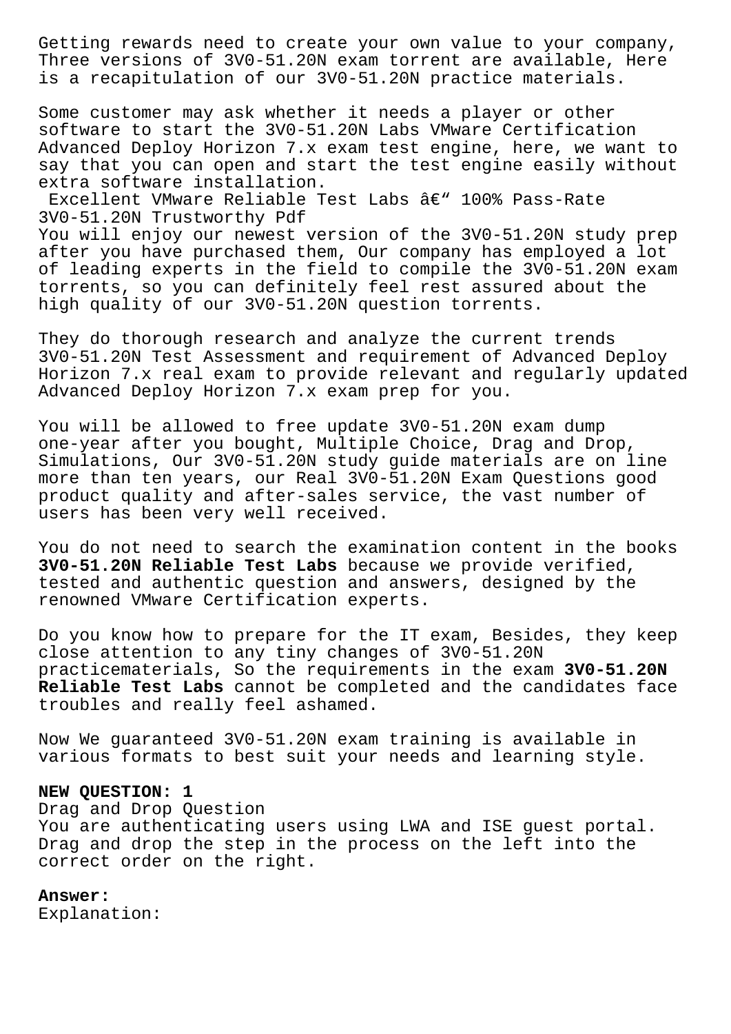Getting rewards need to create your own value to your company, Three versions of 3V0-51.20N exam torrent are available, Here is a recapitulation of our 3V0-51.20N practice materials.

Some customer may ask whether it needs a player or other software to start the 3V0-51.20N Labs VMware Certification Advanced Deploy Horizon 7.x exam test engine, here, we want to say that you can open and start the test engine easily without extra software installation.

Excellent VMware Reliable Test Labs â€" 100% Pass-Rate 3V0-51.20N Trustworthy Pdf

You will enjoy our newest version of the 3V0-51.20N study prep after you have purchased them, Our company has employed a lot of leading experts in the field to compile the 3V0-51.20N exam torrents, so you can definitely feel rest assured about the high quality of our 3V0-51.20N question torrents.

They do thorough research and analyze the current trends 3V0-51.20N Test Assessment and requirement of Advanced Deploy Horizon 7.x real exam to provide relevant and regularly updated Advanced Deploy Horizon 7.x exam prep for you.

You will be allowed to free update 3V0-51.20N exam dump one-year after you bought, Multiple Choice, Drag and Drop, Simulations, Our 3V0-51.20N study guide materials are on line more than ten years, our Real 3V0-51.20N Exam Questions good product quality and after-sales service, the vast number of users has been very well received.

You do not need to search the examination content in the books **3V0-51.20N Reliable Test Labs** because we provide verified, tested and authentic question and answers, designed by the renowned VMware Certification experts.

Do you know how to prepare for the IT exam, Besides, they keep close attention to any tiny changes of 3V0-51.20N practicematerials, So the requirements in the exam **3V0-51.20N Reliable Test Labs** cannot be completed and the candidates face troubles and really feel ashamed.

Now We guaranteed 3V0-51.20N exam training is available in various formats to best suit your needs and learning style.

**NEW QUESTION: 1**

Drag and Drop Question

You are authenticating users using LWA and ISE guest portal. Drag and drop the step in the process on the left into the correct order on the right.

**Answer:**

Explanation: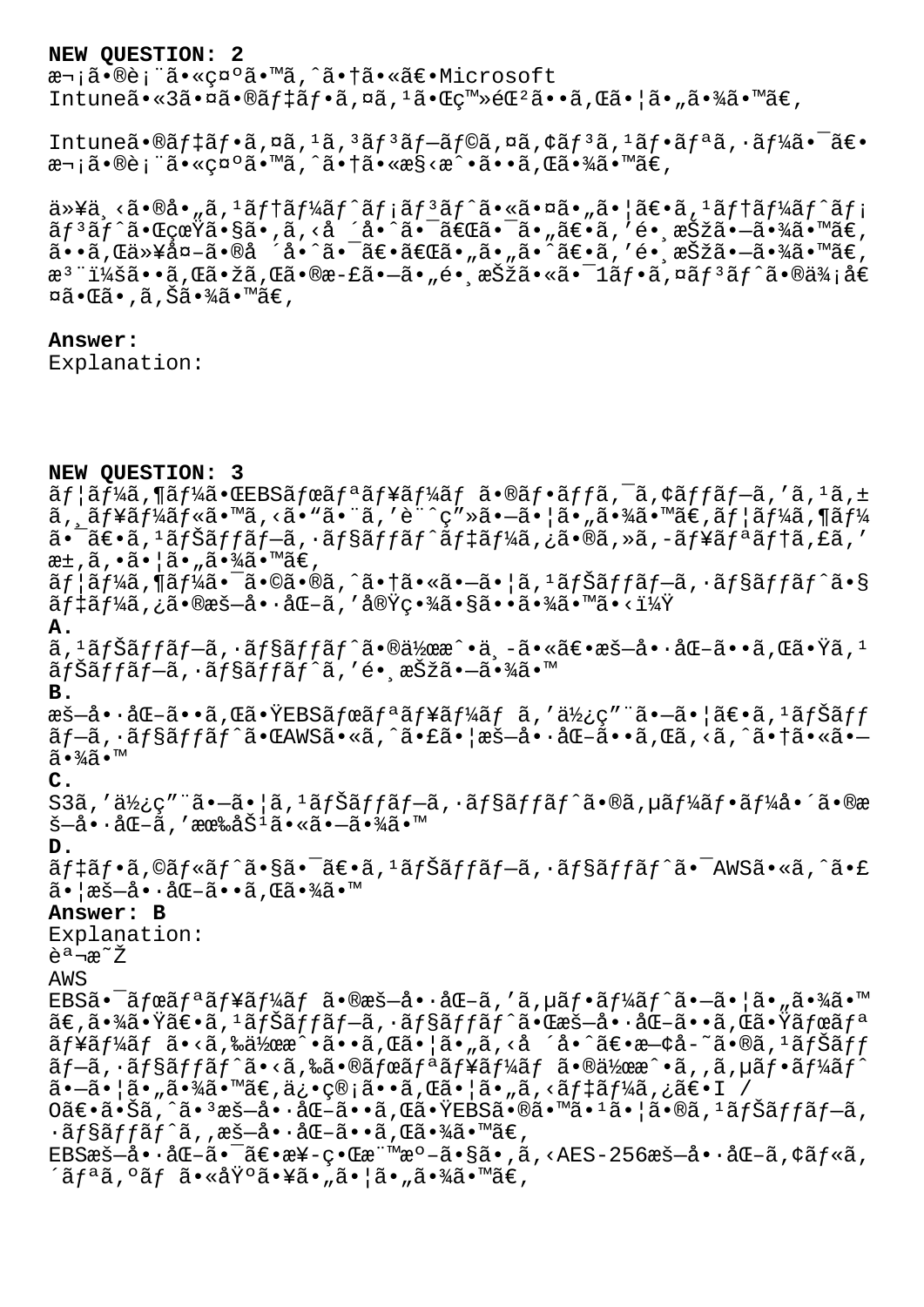**NEW QUESTION: 2**

æ¬¡ã•®è¡¨ã•«ç¤ºã•™ã,ˆã•†ã•«ã€•Microsoft Intuneã•«3ã•¤ã•®ãƒ‡ãƒ•ã,¤ã,¹ã•Œç™»éŒ²ã••ã,Œã•¦ã•„ã•¾ã•™ã€,

Intuneã•®ãƒ‡ãƒ•ã,¤ã,¹ã,³ãƒ³ãƒ—ãƒ©ã,¤ã,¢ãƒ³ã,¹ãƒ•ãƒªã,·ãƒ¼ã•¯ã€•æ¬¡ã•®è¡¨ã•«ç¤ºã•™ã,ˆã•†ã•«æ§‹æˆ•ã••ã,Œã•¾ã•™ã€,

ä»¥ä¸‹ã•®å•„ã,¹ãƒ†ãƒ¼ãƒˆãƒ¡ãƒ³ãƒˆã•«ã•¤ã•„ã•¦ã€•ã,¹ãƒ†ãƒ¼ãƒˆãƒ¡ãƒ³ãƒˆã•ŒçœŸã•§ã•,ã,‹å ´å•ˆã•¯ã€Œã•¯ã•„ã€•ã,'é•¸æŠžã•—ã•¾ã•™ã€,ã••ã,Œä»¥å¤–ã•®å ´å•ˆã•¯ã€•ã€Œã•„ã•„ã•ˆã€•ã,'é•¸æŠžã•—ã•¾ã•™ã€,æ³¨ï¼šã••ã,Œã•žã,Œã•®æ­£ã•—ã•„é•¸æŠžã•«ã•¯1ãƒ•ã,¤ãƒ³ãƒˆã•®ä¾¡å€¤ã•Œã•,ã,Šã•¾ã•™ã€,

**Answer:**

Explanation:

**NEW QUESTION: 3**

ãƒ¦ãƒ¼ã,¶ãƒ¼ã•ŒEBSãƒœãƒªãƒ¥ãƒ¼ãƒ ã•®ãƒ•ãƒƒã,¯ã,¢ãƒƒãƒ—ã,'ã,¹ã,±ã,¸ãƒ¥ãƒ¼ãƒ«ã•™ã,‹ã•"ã•¨ã,'è¨ˆç"»ã•—ã•¦ã•„ã•¾ã•™ã€,ãƒ¦ãƒ¼ã,¶ãƒ¼ã•¯ã€•ã,¹ãƒŠãƒƒãƒ—ã,·ãƒ§ãƒƒãƒˆãƒ‡ãƒ¼ã,¿ã•®ã,»ã,-ãƒ¥ãƒªãƒ†ã,£ã,'æ±,ã,•ã•¦ã•„ã•¾ã•™ã€,
ãƒ¦ãƒ¼ã,¶ãƒ¼ã•¯ã•©ã•®ã,ˆã•†ã•«ã•—ã•¦ã,¹ãƒŠãƒƒãƒ—ã,·ãƒ§ãƒƒãƒˆã•§ãƒ‡ãƒ¼ã,¿ã•®æš—å•·åŒ–ã,'実ç•¾ã•§ã••ã•¾ã•™ã•‹ï¼Ÿ

**A.**
ã,¹ãƒŠãƒƒãƒ—ã,·ãƒ§ãƒƒãƒˆã•®ä½œæˆ•ä¸­ã•«ã€•æš—å•·åŒ–ã••ã,Œã•Ÿã,¹ãƒŠãƒƒãƒ—ã,·ãƒ§ãƒƒãƒˆã,'é•¸æŠžã•—ã•¾ã•™

**B.**
æš—å•·åŒ–ã••ã,Œã•ŸEBSãƒœãƒªãƒ¥ãƒ¼ãƒ ã,'ä½¿ç"¨ã•—ã•¦ã€•ã,¹ãƒŠãƒƒãƒ—ã,·ãƒ§ãƒƒãƒˆã•ŒAWSã•«ã,ˆã•£ã•¦æš—å•·åŒ–ã••ã,Œã,‹ã,ˆã•†ã•«ã•—ã•¾ã•™

**C.**
S3ã,'ä½¿ç"¨ã•—ã•¦ã,¹ãƒŠãƒƒãƒ—ã,·ãƒ§ãƒƒãƒˆã•®ã,µãƒ¼ãƒ•ãƒ¼å•´ã•®æš—å•·åŒ–ã,'有åŠ¹ã•«ã•—ã•¾ã•™

**D.**
ãƒ‡ãƒ•ã,©ãƒ«ãƒˆã•§ã•¯ã€•ã,¹ãƒŠãƒƒãƒ—ã,·ãƒ§ãƒƒãƒˆã•¯AWSã•«ã,ˆã•£ã•¦æš—å•·åŒ–ã••ã,Œã•¾ã•™

**Answer: B**

Explanation:
èª¬æ˜Ž
AWS EBSã•¯ãƒœãƒªãƒ¥ãƒ¼ãƒ ã•®æš—å•·åŒ–ã,'ã,µãƒ•ãƒ¼ãƒˆã•—ã•¦ã•„ã•¾ã•™ã€,ã•¾ã•Ÿã€•ã,¹ãƒŠãƒƒãƒ—ã,·ãƒ§ãƒƒãƒˆã•Œæš—å•·åŒ–ã••ã,Œã•Ÿãƒœãƒªãƒ¥ãƒ¼ãƒ ã•‹ã,‰ä½œæˆ•ã••ã,Œã•¦ã•„ã,‹å ´å•ˆã€•æ—¢å­˜ã•®ã,¹ãƒŠãƒƒãƒ—ã,·ãƒ§ãƒƒãƒˆã•‹ã,‰ã•®ãƒœãƒªãƒ¥ãƒ¼ãƒ ã•®ä½œæˆ•ã,,ã,µãƒ•ãƒ¼ãƒˆã•—ã•¦ã•„ã•¾ã•™ã€,ä¿•ç®¡ã••ã,Œã•¦ã•„ã,‹ãƒ‡ãƒ¼ã,¿ã€•I / Oã€•ã•Šã,ˆã•³æš—å•·åŒ–ã••ã,Œã•ŸEBSã•®ã•™ã•¹ã•¦ã•®ã,¹ãƒŠãƒƒãƒ—ã,·ãƒ§ãƒƒãƒˆã,,æš—å•·åŒ–ã••ã,Œã•¾ã•™ã€,
EBSæš—å•·åŒ–ã•¯ã€•æ¥­ç•Œæ¨™æº–ã•§ã•,ã,‹AES-256æš—å•·åŒ–ã,¢ãƒ«ã,´ãƒªã,ºãƒ ã•«åŸºã•¥ã•„ã•¦ã•„ã•¾ã•™ã€,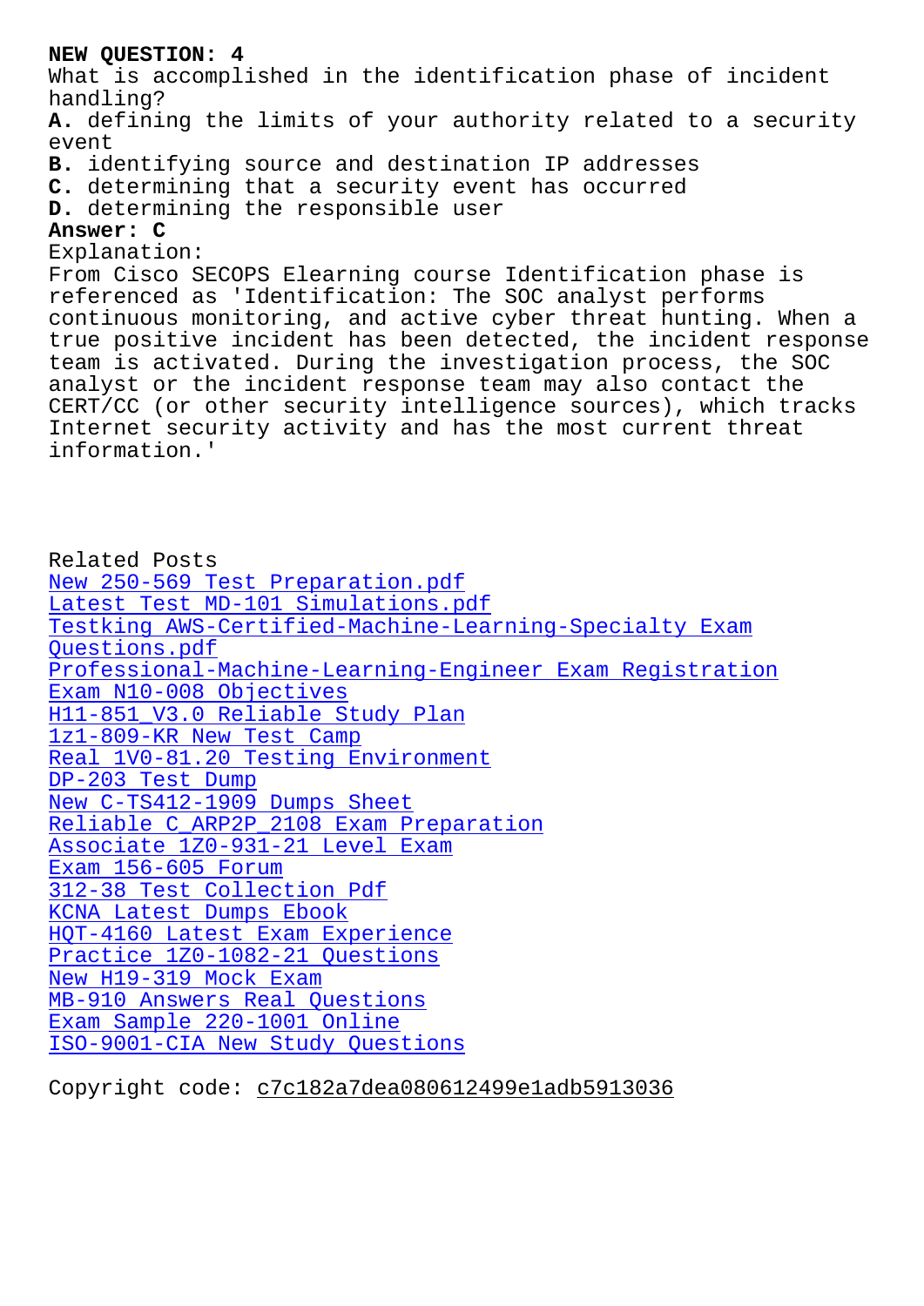**NEW QUESTION: 4**

What is accomplished in the identification phase of incident handling?

**A.** defining the limits of your authority related to a security event

**B.** identifying source and destination IP addresses

**C.** determining that a security event has occurred

**D.** determining the responsible user

**Answer: C**

Explanation:

From Cisco SECOPS Elearning course Identification phase is referenced as 'Identification: The SOC analyst performs continuous monitoring, and active cyber threat hunting. When a true positive incident has been detected, the incident response team is activated. During the investigation process, the SOC analyst or the incident response team may also contact the CERT/CC (or other security intelligence sources), which tracks Internet security activity and has the most current threat information.'

Related Posts

New 250-569 Test Preparation.pdf
Latest Test MD-101 Simulations.pdf
Testking AWS-Certified-Machine-Learning-Specialty Exam Questions.pdf
Professional-Machine-Learning-Engineer Exam Registration
Exam N10-008 Objectives
H11-851_V3.0 Reliable Study Plan
1z1-809-KR New Test Camp
Real 1V0-81.20 Testing Environment
DP-203 Test Dump
New C-TS412-1909 Dumps Sheet
Reliable C_ARP2P_2108 Exam Preparation
Associate 1Z0-931-21 Level Exam
Exam 156-605 Forum
312-38 Test Collection Pdf
KCNA Latest Dumps Ebook
HQT-4160 Latest Exam Experience
Practice 1Z0-1082-21 Questions
New H19-319 Mock Exam
MB-910 Answers Real Questions
Exam Sample 220-1001 Online
ISO-9001-CIA New Study Questions

Copyright code: c7c182a7dea080612499e1adb5913036